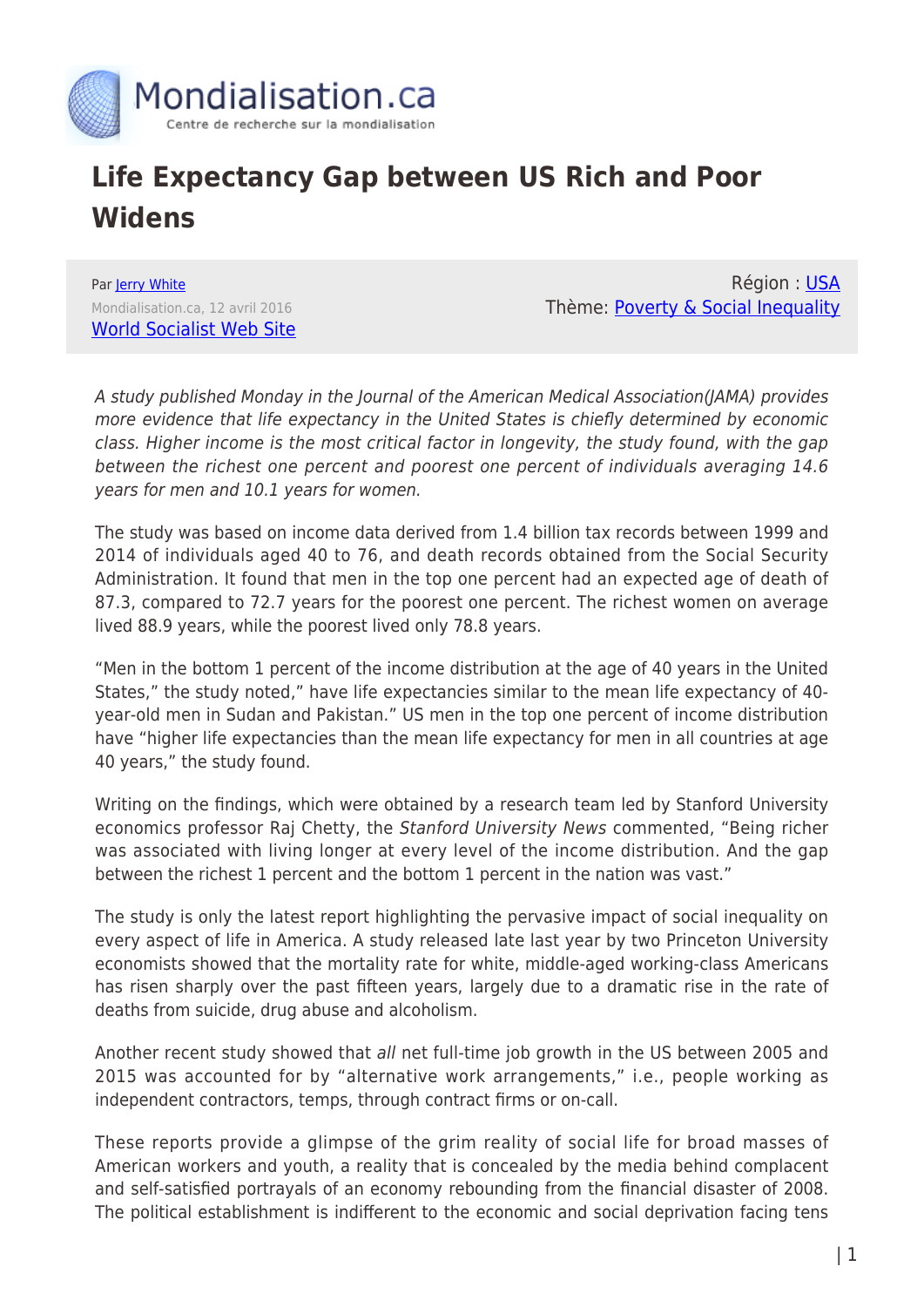# Life Expectancy Gap between US Rich and Poor Widens

Par Jerry White
Mondialisation.ca, 12 avril 2016
World Socialist Web Site

Région : USA
Thème: Poverty & Social Inequality

*A study published Monday in the Journal of the American Medical Association(JAMA) provides more evidence that life expectancy in the United States is chiefly determined by economic class. Higher income is the most critical factor in longevity, the study found, with the gap between the richest one percent and poorest one percent of individuals averaging 14.6 years for men and 10.1 years for women.*

The study was based on income data derived from 1.4 billion tax records between 1999 and 2014 of individuals aged 40 to 76, and death records obtained from the Social Security Administration. It found that men in the top one percent had an expected age of death of 87.3, compared to 72.7 years for the poorest one percent. The richest women on average lived 88.9 years, while the poorest lived only 78.8 years.

"Men in the bottom 1 percent of the income distribution at the age of 40 years in the United States," the study noted," have life expectancies similar to the mean life expectancy of 40-year-old men in Sudan and Pakistan." US men in the top one percent of income distribution have "higher life expectancies than the mean life expectancy for men in all countries at age 40 years," the study found.

Writing on the findings, which were obtained by a research team led by Stanford University economics professor Raj Chetty, the *Stanford University News* commented, "Being richer was associated with living longer at every level of the income distribution. And the gap between the richest 1 percent and the bottom 1 percent in the nation was vast."

The study is only the latest report highlighting the pervasive impact of social inequality on every aspect of life in America. A study released late last year by two Princeton University economists showed that the mortality rate for white, middle-aged working-class Americans has risen sharply over the past fifteen years, largely due to a dramatic rise in the rate of deaths from suicide, drug abuse and alcoholism.

Another recent study showed that *all* net full-time job growth in the US between 2005 and 2015 was accounted for by "alternative work arrangements," i.e., people working as independent contractors, temps, through contract firms or on-call.

These reports provide a glimpse of the grim reality of social life for broad masses of American workers and youth, a reality that is concealed by the media behind complacent and self-satisfied portrayals of an economy rebounding from the financial disaster of 2008. The political establishment is indifferent to the economic and social deprivation facing tens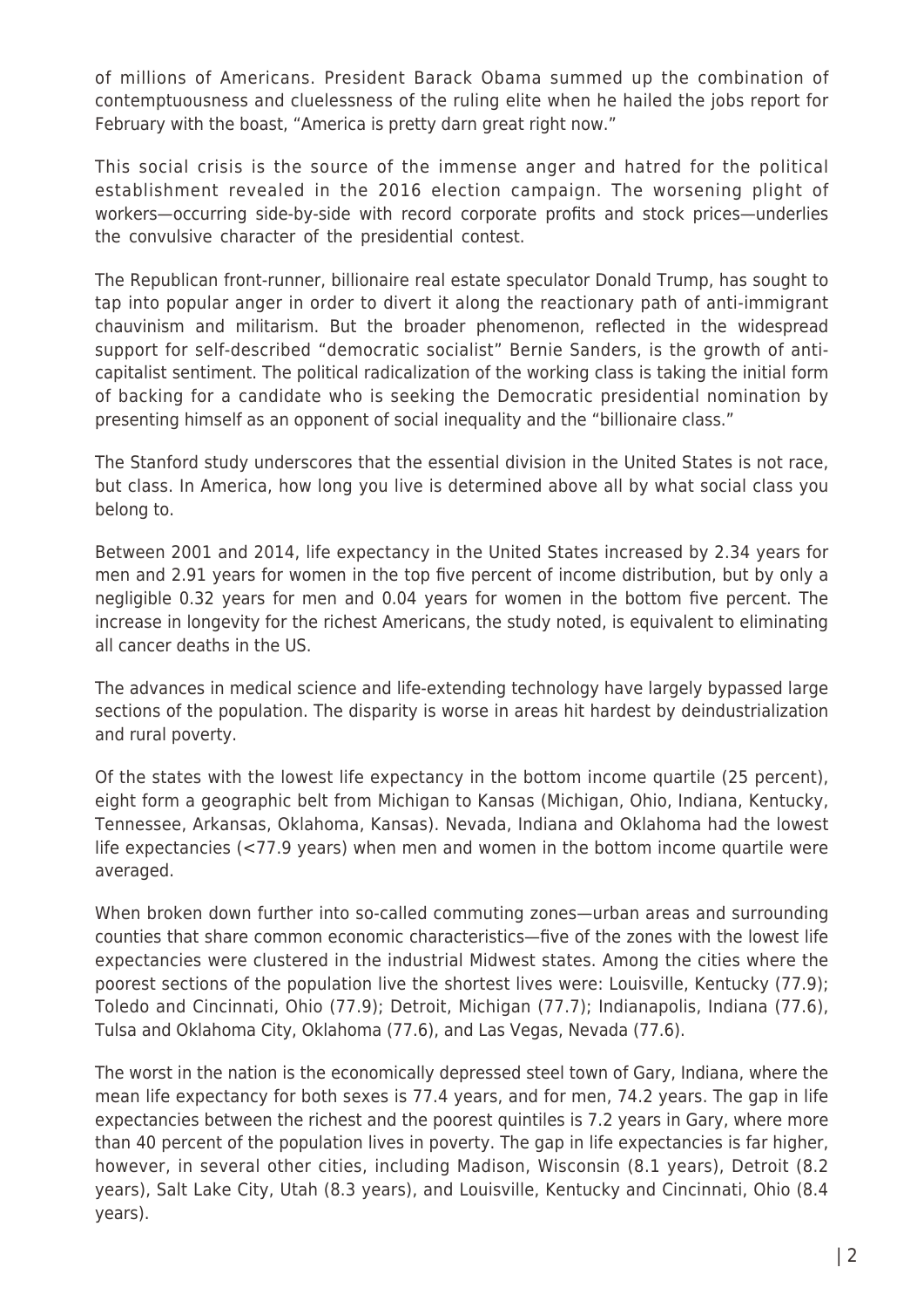of millions of Americans. President Barack Obama summed up the combination of contemptuousness and cluelessness of the ruling elite when he hailed the jobs report for February with the boast, "America is pretty darn great right now."

This social crisis is the source of the immense anger and hatred for the political establishment revealed in the 2016 election campaign. The worsening plight of workers—occurring side-by-side with record corporate profits and stock prices—underlies the convulsive character of the presidential contest.

The Republican front-runner, billionaire real estate speculator Donald Trump, has sought to tap into popular anger in order to divert it along the reactionary path of anti-immigrant chauvinism and militarism. But the broader phenomenon, reflected in the widespread support for self-described "democratic socialist" Bernie Sanders, is the growth of anti-capitalist sentiment. The political radicalization of the working class is taking the initial form of backing for a candidate who is seeking the Democratic presidential nomination by presenting himself as an opponent of social inequality and the "billionaire class."

The Stanford study underscores that the essential division in the United States is not race, but class. In America, how long you live is determined above all by what social class you belong to.

Between 2001 and 2014, life expectancy in the United States increased by 2.34 years for men and 2.91 years for women in the top five percent of income distribution, but by only a negligible 0.32 years for men and 0.04 years for women in the bottom five percent. The increase in longevity for the richest Americans, the study noted, is equivalent to eliminating all cancer deaths in the US.

The advances in medical science and life-extending technology have largely bypassed large sections of the population. The disparity is worse in areas hit hardest by deindustrialization and rural poverty.

Of the states with the lowest life expectancy in the bottom income quartile (25 percent), eight form a geographic belt from Michigan to Kansas (Michigan, Ohio, Indiana, Kentucky, Tennessee, Arkansas, Oklahoma, Kansas). Nevada, Indiana and Oklahoma had the lowest life expectancies (<77.9 years) when men and women in the bottom income quartile were averaged.

When broken down further into so-called commuting zones—urban areas and surrounding counties that share common economic characteristics—five of the zones with the lowest life expectancies were clustered in the industrial Midwest states. Among the cities where the poorest sections of the population live the shortest lives were: Louisville, Kentucky (77.9); Toledo and Cincinnati, Ohio (77.9); Detroit, Michigan (77.7); Indianapolis, Indiana (77.6), Tulsa and Oklahoma City, Oklahoma (77.6), and Las Vegas, Nevada (77.6).

The worst in the nation is the economically depressed steel town of Gary, Indiana, where the mean life expectancy for both sexes is 77.4 years, and for men, 74.2 years. The gap in life expectancies between the richest and the poorest quintiles is 7.2 years in Gary, where more than 40 percent of the population lives in poverty. The gap in life expectancies is far higher, however, in several other cities, including Madison, Wisconsin (8.1 years), Detroit (8.2 years), Salt Lake City, Utah (8.3 years), and Louisville, Kentucky and Cincinnati, Ohio (8.4 years).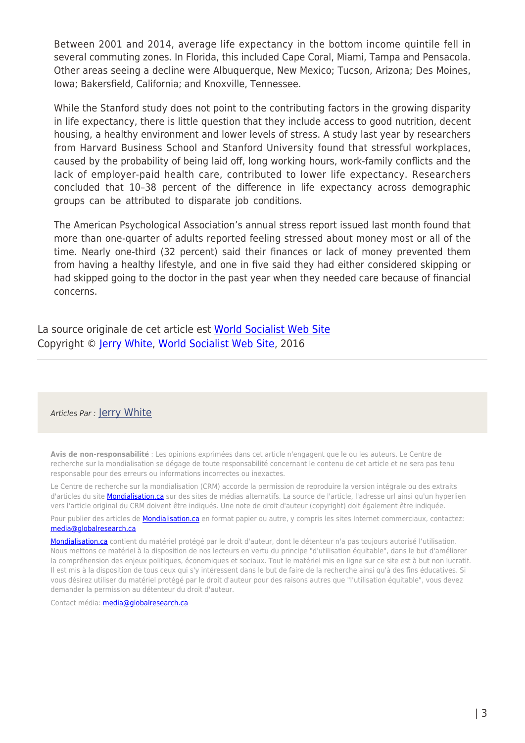Between 2001 and 2014, average life expectancy in the bottom income quintile fell in several commuting zones. In Florida, this included Cape Coral, Miami, Tampa and Pensacola. Other areas seeing a decline were Albuquerque, New Mexico; Tucson, Arizona; Des Moines, Iowa; Bakersfield, California; and Knoxville, Tennessee.

While the Stanford study does not point to the contributing factors in the growing disparity in life expectancy, there is little question that they include access to good nutrition, decent housing, a healthy environment and lower levels of stress. A study last year by researchers from Harvard Business School and Stanford University found that stressful workplaces, caused by the probability of being laid off, long working hours, work-family conflicts and the lack of employer-paid health care, contributed to lower life expectancy. Researchers concluded that 10–38 percent of the difference in life expectancy across demographic groups can be attributed to disparate job conditions.

The American Psychological Association's annual stress report issued last month found that more than one-quarter of adults reported feeling stressed about money most or all of the time. Nearly one-third (32 percent) said their finances or lack of money prevented them from having a healthy lifestyle, and one in five said they had either considered skipping or had skipped going to the doctor in the past year when they needed care because of financial concerns.

La source originale de cet article est World Socialist Web Site
Copyright © Jerry White, World Socialist Web Site, 2016

---

*Articles Par :* Jerry White

**Avis de non-responsabilité** : Les opinions exprimées dans cet article n'engagent que le ou les auteurs. Le Centre de recherche sur la mondialisation se dégage de toute responsabilité concernant le contenu de cet article et ne sera pas tenu responsable pour des erreurs ou informations incorrectes ou inexactes.

Le Centre de recherche sur la mondialisation (CRM) accorde la permission de reproduire la version intégrale ou des extraits d'articles du site Mondialisation.ca sur des sites de médias alternatifs. La source de l'article, l'adresse url ainsi qu'un hyperlien vers l'article original du CRM doivent être indiqués. Une note de droit d'auteur (copyright) doit également être indiquée.

Pour publier des articles de Mondialisation.ca en format papier ou autre, y compris les sites Internet commerciaux, contactez: media@globalresearch.ca

Mondialisation.ca contient du matériel protégé par le droit d'auteur, dont le détenteur n'a pas toujours autorisé l'utilisation. Nous mettons ce matériel à la disposition de nos lecteurs en vertu du principe "d'utilisation équitable", dans le but d'améliorer la compréhension des enjeux politiques, économiques et sociaux. Tout le matériel mis en ligne sur ce site est à but non lucratif. Il est mis à la disposition de tous ceux qui s'y intéressent dans le but de faire de la recherche ainsi qu'à des fins éducatives. Si vous désirez utiliser du matériel protégé par le droit d'auteur pour des raisons autres que "l'utilisation équitable", vous devez demander la permission au détenteur du droit d'auteur.

Contact média: media@globalresearch.ca